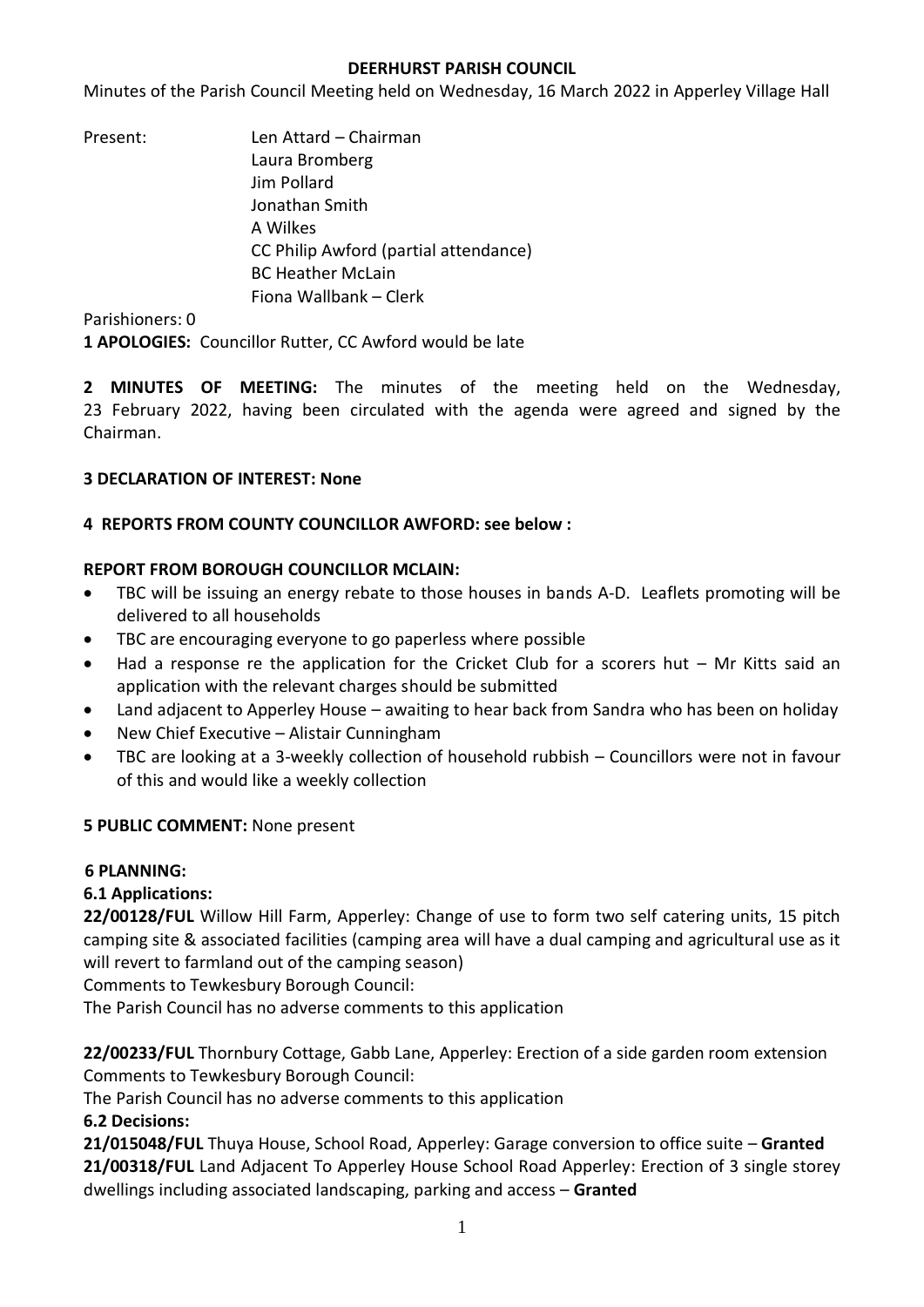**DEERHURST PARISH COUNCIL**

Minutes of the Parish Council Meeting held on Wednesday, 16 March 2022 in Apperley Village Hall

Present: Len Attard – Chairman
Laura Bromberg
Jim Pollard
Jonathan Smith
A Wilkes
CC Philip Awford (partial attendance)
BC Heather McLain
Fiona Wallbank – Clerk

Parishioners: 0

**1 APOLOGIES:** Councillor Rutter, CC Awford would be late

**2 MINUTES OF MEETING:** The minutes of the meeting held on the Wednesday, 23 February 2022, having been circulated with the agenda were agreed and signed by the Chairman.

**3 DECLARATION OF INTEREST: None**

**4 REPORTS FROM COUNTY COUNCILLOR AWFORD: see below :**

**REPORT FROM BOROUGH COUNCILLOR MCLAIN:**

- TBC will be issuing an energy rebate to those houses in bands A-D. Leaflets promoting will be delivered to all households
- TBC are encouraging everyone to go paperless where possible
- Had a response re the application for the Cricket Club for a scorers hut – Mr Kitts said an application with the relevant charges should be submitted
- Land adjacent to Apperley House – awaiting to hear back from Sandra who has been on holiday
- New Chief Executive – Alistair Cunningham
- TBC are looking at a 3-weekly collection of household rubbish – Councillors were not in favour of this and would like a weekly collection

**5 PUBLIC COMMENT:** None present

**6 PLANNING:**

**6.1 Applications:**

**22/00128/FUL** Willow Hill Farm, Apperley: Change of use to form two self catering units, 15 pitch camping site & associated facilities (camping area will have a dual camping and agricultural use as it will revert to farmland out of the camping season)
Comments to Tewkesbury Borough Council:
The Parish Council has no adverse comments to this application

**22/00233/FUL** Thornbury Cottage, Gabb Lane, Apperley: Erection of a side garden room extension
Comments to Tewkesbury Borough Council:
The Parish Council has no adverse comments to this application

**6.2 Decisions:**

**21/015048/FUL** Thuya House, School Road, Apperley: Garage conversion to office suite – **Granted**
**21/00318/FUL** Land Adjacent To Apperley House School Road Apperley: Erection of 3 single storey dwellings including associated landscaping, parking and access – **Granted**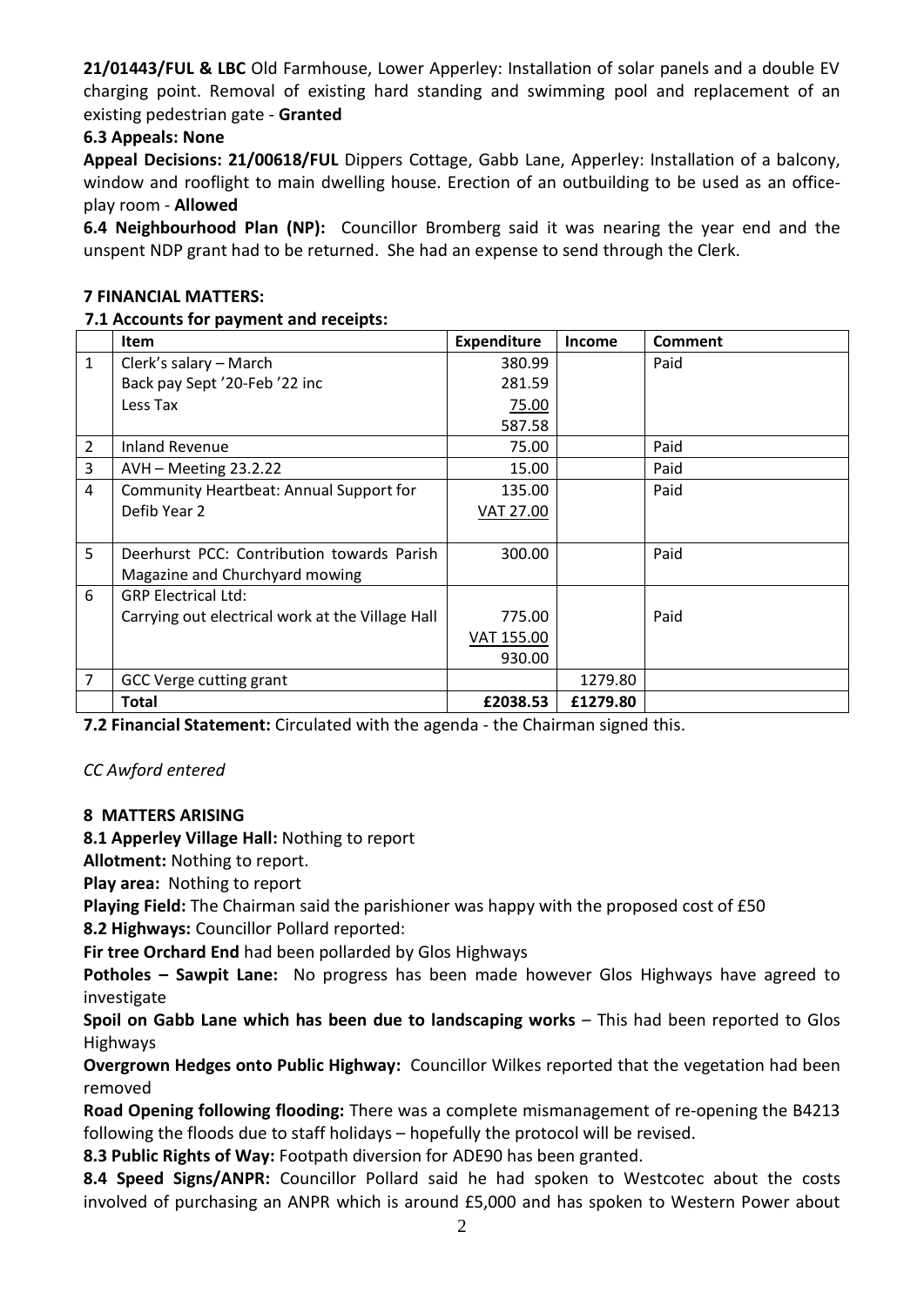**21/01443/FUL & LBC** Old Farmhouse, Lower Apperley: Installation of solar panels and a double EV charging point. Removal of existing hard standing and swimming pool and replacement of an existing pedestrian gate - **Granted**

**6.3 Appeals: None**

**Appeal Decisions: 21/00618/FUL** Dippers Cottage, Gabb Lane, Apperley: Installation of a balcony, window and rooflight to main dwelling house. Erection of an outbuilding to be used as an office-play room - **Allowed**

**6.4 Neighbourhood Plan (NP):** Councillor Bromberg said it was nearing the year end and the unspent NDP grant had to be returned. She had an expense to send through the Clerk.

**7 FINANCIAL MATTERS:**

**7.1 Accounts for payment and receipts:**

| | Item | Expenditure | Income | Comment |
|---|---|---|---|---|
| 1 | Clerk's salary – March<br>Back pay Sept '20-Feb '22 inc<br>Less Tax | 380.99<br>281.59<br>75.00<br>587.58 | | Paid |
| 2 | Inland Revenue | 75.00 | | Paid |
| 3 | AVH – Meeting 23.2.22 | 15.00 | | Paid |
| 4 | Community Heartbeat: Annual Support for Defib Year 2 | 135.00<br>VAT 27.00 | | Paid |
| 5 | Deerhurst PCC: Contribution towards Parish Magazine and Churchyard mowing | 300.00 | | Paid |
| 6 | GRP Electrical Ltd:<br>Carrying out electrical work at the Village Hall | 775.00<br>VAT 155.00<br>930.00 | | Paid |
| 7 | GCC Verge cutting grant | | 1279.80 | |
| | **Total** | **£2038.53** | **£1279.80** | |

**7.2 Financial Statement:** Circulated with the agenda - the Chairman signed this.

*CC Awford entered*

**8 MATTERS ARISING**

**8.1 Apperley Village Hall:** Nothing to report

**Allotment:** Nothing to report.

**Play area:** Nothing to report

**Playing Field:** The Chairman said the parishioner was happy with the proposed cost of £50

**8.2 Highways:** Councillor Pollard reported:

**Fir tree Orchard End** had been pollarded by Glos Highways

**Potholes – Sawpit Lane:** No progress has been made however Glos Highways have agreed to investigate

**Spoil on Gabb Lane which has been due to landscaping works** – This had been reported to Glos Highways

**Overgrown Hedges onto Public Highway:** Councillor Wilkes reported that the vegetation had been removed

**Road Opening following flooding:** There was a complete mismanagement of re-opening the B4213 following the floods due to staff holidays – hopefully the protocol will be revised.

**8.3 Public Rights of Way:** Footpath diversion for ADE90 has been granted.

**8.4 Speed Signs/ANPR:** Councillor Pollard said he had spoken to Westcotec about the costs involved of purchasing an ANPR which is around £5,000 and has spoken to Western Power about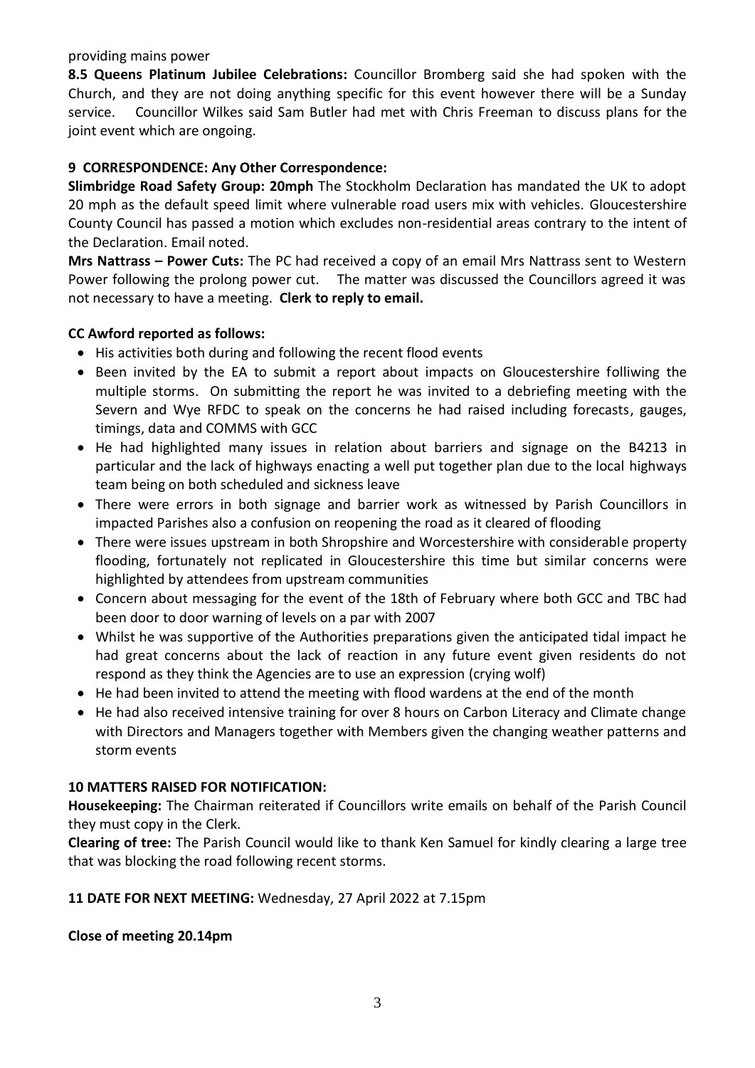providing mains power

**8.5 Queens Platinum Jubilee Celebrations:** Councillor Bromberg said she had spoken with the Church, and they are not doing anything specific for this event however there will be a Sunday service. Councillor Wilkes said Sam Butler had met with Chris Freeman to discuss plans for the joint event which are ongoing.

## 9 CORRESPONDENCE: Any Other Correspondence:

**Slimbridge Road Safety Group: 20mph** The Stockholm Declaration has mandated the UK to adopt 20 mph as the default speed limit where vulnerable road users mix with vehicles. Gloucestershire County Council has passed a motion which excludes non-residential areas contrary to the intent of the Declaration. Email noted.

**Mrs Nattrass – Power Cuts:** The PC had received a copy of an email Mrs Nattrass sent to Western Power following the prolong power cut. The matter was discussed the Councillors agreed it was not necessary to have a meeting. **Clerk to reply to email.**

**CC Awford reported as follows:**

- His activities both during and following the recent flood events
- Been invited by the EA to submit a report about impacts on Gloucestershire folliwing the multiple storms. On submitting the report he was invited to a debriefing meeting with the Severn and Wye RFDC to speak on the concerns he had raised including forecasts, gauges, timings, data and COMMS with GCC
- He had highlighted many issues in relation about barriers and signage on the B4213 in particular and the lack of highways enacting a well put together plan due to the local highways team being on both scheduled and sickness leave
- There were errors in both signage and barrier work as witnessed by Parish Councillors in impacted Parishes also a confusion on reopening the road as it cleared of flooding
- There were issues upstream in both Shropshire and Worcestershire with considerable property flooding, fortunately not replicated in Gloucestershire this time but similar concerns were highlighted by attendees from upstream communities
- Concern about messaging for the event of the 18th of February where both GCC and TBC had been door to door warning of levels on a par with 2007
- Whilst he was supportive of the Authorities preparations given the anticipated tidal impact he had great concerns about the lack of reaction in any future event given residents do not respond as they think the Agencies are to use an expression (crying wolf)
- He had been invited to attend the meeting with flood wardens at the end of the month
- He had also received intensive training for over 8 hours on Carbon Literacy and Climate change with Directors and Managers together with Members given the changing weather patterns and storm events

## 10 MATTERS RAISED FOR NOTIFICATION:

**Housekeeping:** The Chairman reiterated if Councillors write emails on behalf of the Parish Council they must copy in the Clerk.

**Clearing of tree:** The Parish Council would like to thank Ken Samuel for kindly clearing a large tree that was blocking the road following recent storms.

## 11 DATE FOR NEXT MEETING: Wednesday, 27 April 2022 at 7.15pm

**Close of meeting 20.14pm**